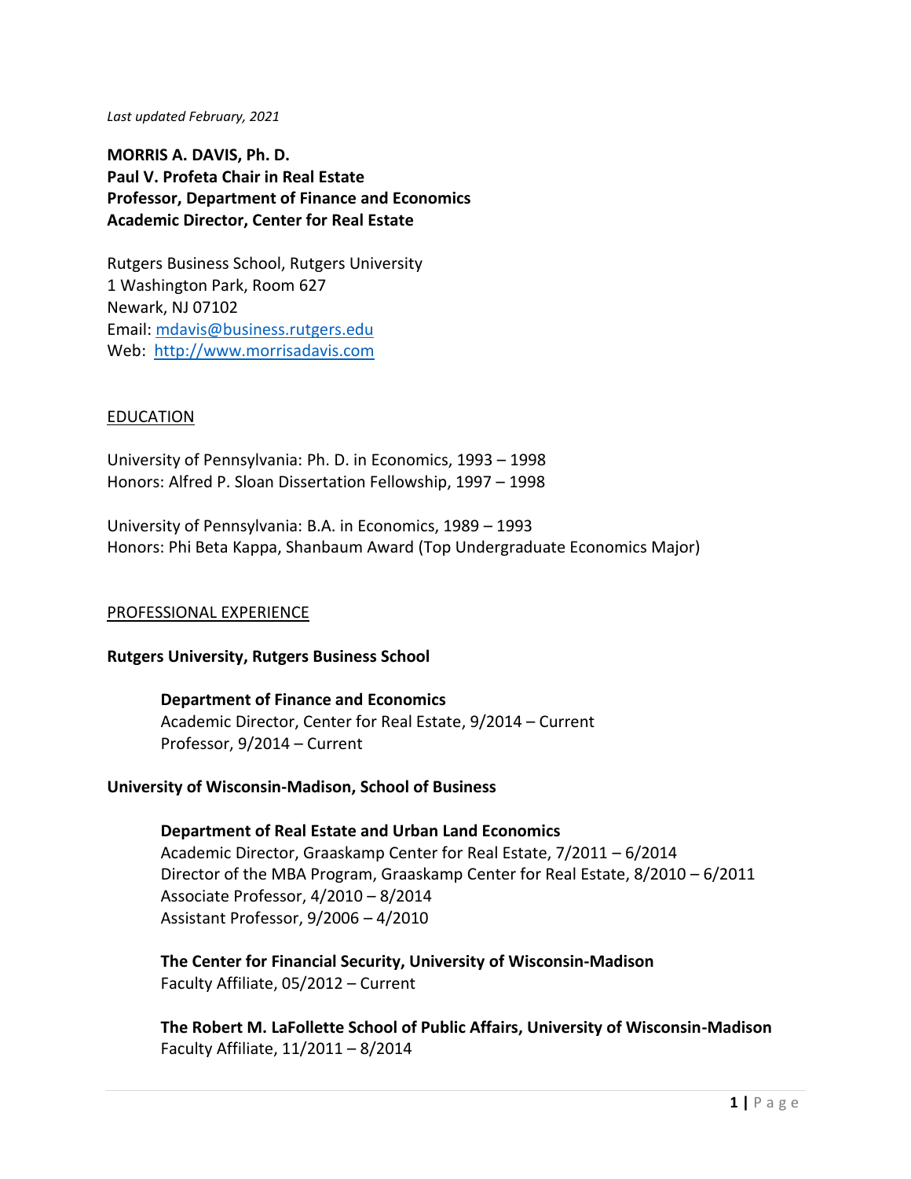*Last updated February, 2021*

**MORRIS A. DAVIS, Ph. D.**
**Paul V. Profeta Chair in Real Estate**
**Professor, Department of Finance and Economics**
**Academic Director, Center for Real Estate**

Rutgers Business School, Rutgers University
1 Washington Park, Room 627
Newark, NJ 07102
Email: mdavis@business.rutgers.edu
Web: http://www.morrisadavis.com

## EDUCATION

University of Pennsylvania: Ph. D. in Economics, 1993 – 1998
Honors: Alfred P. Sloan Dissertation Fellowship, 1997 – 1998

University of Pennsylvania: B.A. in Economics, 1989 – 1993
Honors: Phi Beta Kappa, Shanbaum Award (Top Undergraduate Economics Major)

## PROFESSIONAL EXPERIENCE

**Rutgers University, Rutgers Business School**

**Department of Finance and Economics**
Academic Director, Center for Real Estate, 9/2014 – Current
Professor, 9/2014 – Current

**University of Wisconsin-Madison, School of Business**

**Department of Real Estate and Urban Land Economics**
Academic Director, Graaskamp Center for Real Estate, 7/2011 – 6/2014
Director of the MBA Program, Graaskamp Center for Real Estate, 8/2010 – 6/2011
Associate Professor, 4/2010 – 8/2014
Assistant Professor, 9/2006 – 4/2010

**The Center for Financial Security, University of Wisconsin-Madison**
Faculty Affiliate, 05/2012 – Current

**The Robert M. LaFollette School of Public Affairs, University of Wisconsin-Madison**
Faculty Affiliate, 11/2011 – 8/2014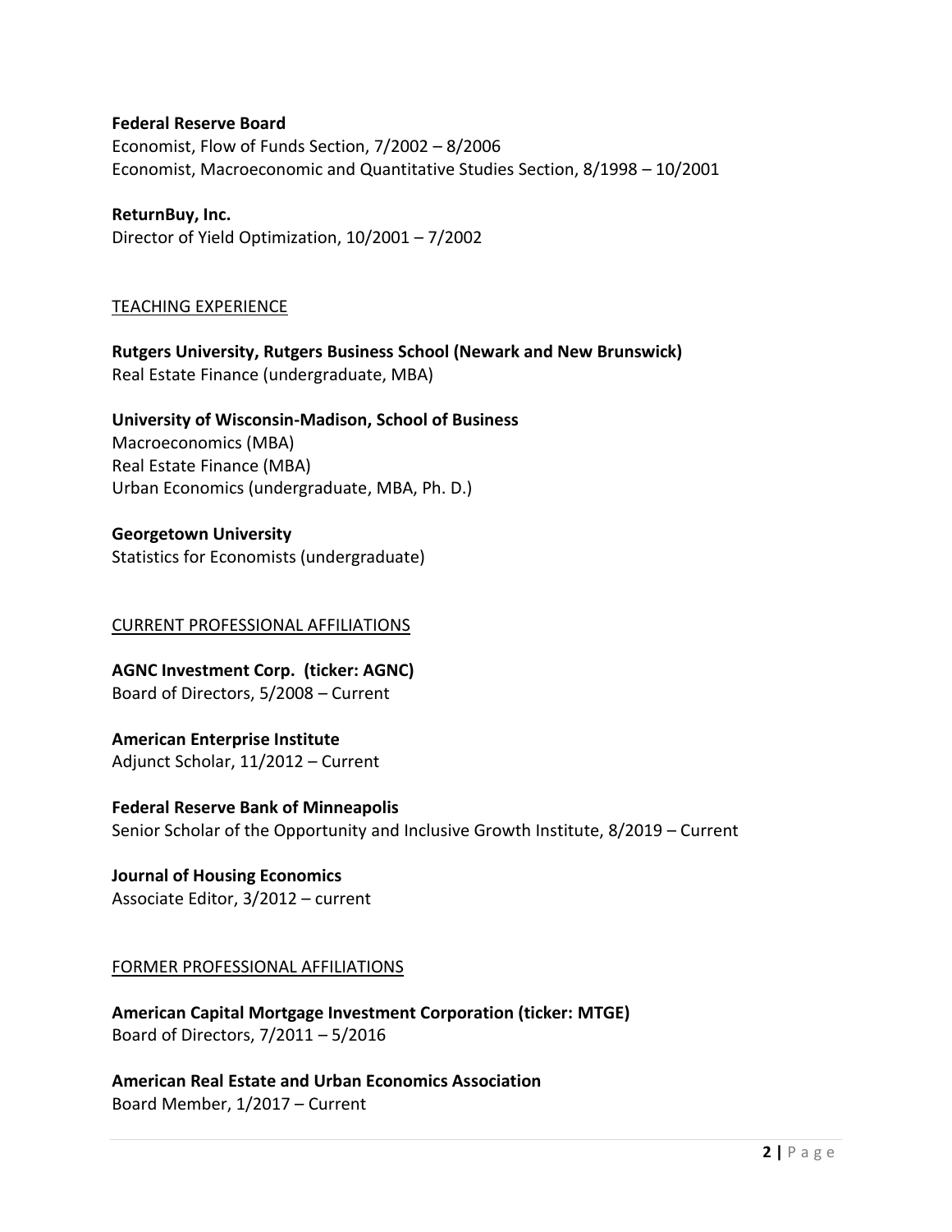**Federal Reserve Board**
Economist, Flow of Funds Section, 7/2002 – 8/2006
Economist, Macroeconomic and Quantitative Studies Section, 8/1998 – 10/2001

**ReturnBuy, Inc.**
Director of Yield Optimization, 10/2001 – 7/2002

## TEACHING EXPERIENCE

**Rutgers University, Rutgers Business School (Newark and New Brunswick)**
Real Estate Finance (undergraduate, MBA)

**University of Wisconsin-Madison, School of Business**
Macroeconomics (MBA)
Real Estate Finance (MBA)
Urban Economics (undergraduate, MBA, Ph. D.)

**Georgetown University**
Statistics for Economists (undergraduate)

## CURRENT PROFESSIONAL AFFILIATIONS

**AGNC Investment Corp. (ticker: AGNC)**
Board of Directors, 5/2008 – Current

**American Enterprise Institute**
Adjunct Scholar, 11/2012 – Current

**Federal Reserve Bank of Minneapolis**
Senior Scholar of the Opportunity and Inclusive Growth Institute, 8/2019 – Current

**Journal of Housing Economics**
Associate Editor, 3/2012 – current

## FORMER PROFESSIONAL AFFILIATIONS

**American Capital Mortgage Investment Corporation (ticker: MTGE)**
Board of Directors, 7/2011 – 5/2016

**American Real Estate and Urban Economics Association**
Board Member, 1/2017 – Current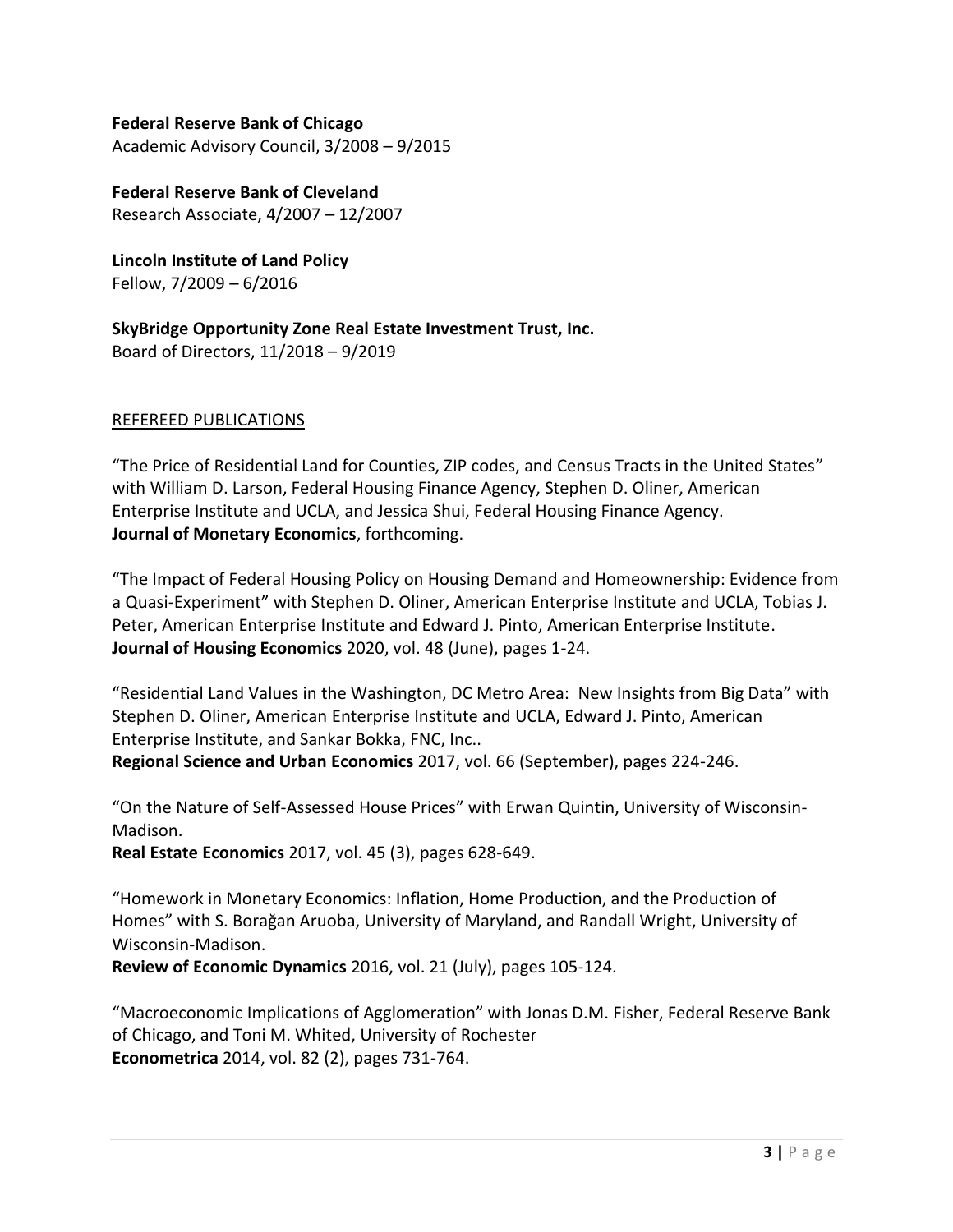**Federal Reserve Bank of Chicago**
Academic Advisory Council, 3/2008 – 9/2015

**Federal Reserve Bank of Cleveland**
Research Associate, 4/2007 – 12/2007

**Lincoln Institute of Land Policy**
Fellow, 7/2009 – 6/2016

**SkyBridge Opportunity Zone Real Estate Investment Trust, Inc.**
Board of Directors, 11/2018 – 9/2019

REFEREED PUBLICATIONS

"The Price of Residential Land for Counties, ZIP codes, and Census Tracts in the United States" with William D. Larson, Federal Housing Finance Agency, Stephen D. Oliner, American Enterprise Institute and UCLA, and Jessica Shui, Federal Housing Finance Agency.
**Journal of Monetary Economics**, forthcoming.

"The Impact of Federal Housing Policy on Housing Demand and Homeownership: Evidence from a Quasi-Experiment" with Stephen D. Oliner, American Enterprise Institute and UCLA, Tobias J. Peter, American Enterprise Institute and Edward J. Pinto, American Enterprise Institute.
**Journal of Housing Economics** 2020, vol. 48 (June), pages 1-24.

"Residential Land Values in the Washington, DC Metro Area: New Insights from Big Data" with Stephen D. Oliner, American Enterprise Institute and UCLA, Edward J. Pinto, American Enterprise Institute, and Sankar Bokka, FNC, Inc..
**Regional Science and Urban Economics** 2017, vol. 66 (September), pages 224-246.

"On the Nature of Self-Assessed House Prices" with Erwan Quintin, University of Wisconsin-Madison.
**Real Estate Economics** 2017, vol. 45 (3), pages 628-649.

"Homework in Monetary Economics: Inflation, Home Production, and the Production of Homes" with S. Borağan Aruoba, University of Maryland, and Randall Wright, University of Wisconsin-Madison.
**Review of Economic Dynamics** 2016, vol. 21 (July), pages 105-124.

"Macroeconomic Implications of Agglomeration" with Jonas D.M. Fisher, Federal Reserve Bank of Chicago, and Toni M. Whited, University of Rochester
**Econometrica** 2014, vol. 82 (2), pages 731-764.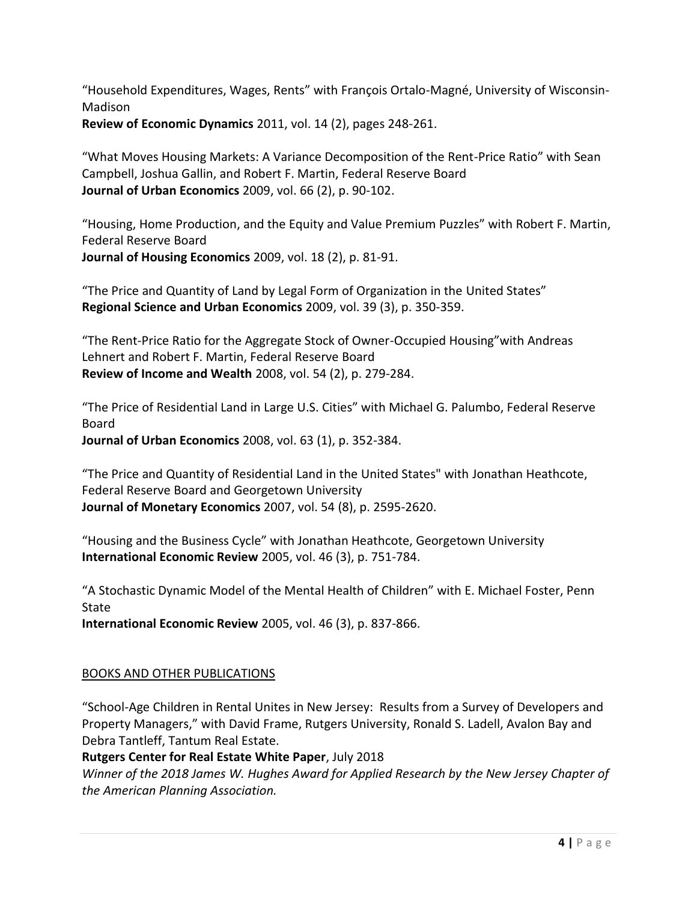"Household Expenditures, Wages, Rents" with François Ortalo-Magné, University of Wisconsin-Madison
**Review of Economic Dynamics** 2011, vol. 14 (2), pages 248-261.

"What Moves Housing Markets: A Variance Decomposition of the Rent-Price Ratio" with Sean Campbell, Joshua Gallin, and Robert F. Martin, Federal Reserve Board
**Journal of Urban Economics** 2009, vol. 66 (2), p. 90-102.

"Housing, Home Production, and the Equity and Value Premium Puzzles" with Robert F. Martin, Federal Reserve Board
**Journal of Housing Economics** 2009, vol. 18 (2), p. 81-91.

"The Price and Quantity of Land by Legal Form of Organization in the United States"
**Regional Science and Urban Economics** 2009, vol. 39 (3), p. 350-359.

"The Rent-Price Ratio for the Aggregate Stock of Owner-Occupied Housing"with Andreas Lehnert and Robert F. Martin, Federal Reserve Board
**Review of Income and Wealth** 2008, vol. 54 (2), p. 279-284.

"The Price of Residential Land in Large U.S. Cities" with Michael G. Palumbo, Federal Reserve Board
**Journal of Urban Economics** 2008, vol. 63 (1), p. 352-384.

"The Price and Quantity of Residential Land in the United States" with Jonathan Heathcote, Federal Reserve Board and Georgetown University
**Journal of Monetary Economics** 2007, vol. 54 (8), p. 2595-2620.

"Housing and the Business Cycle" with Jonathan Heathcote, Georgetown University
**International Economic Review** 2005, vol. 46 (3), p. 751-784.

"A Stochastic Dynamic Model of the Mental Health of Children" with E. Michael Foster, Penn State
**International Economic Review** 2005, vol. 46 (3), p. 837-866.

## BOOKS AND OTHER PUBLICATIONS

"School-Age Children in Rental Unites in New Jersey: Results from a Survey of Developers and Property Managers," with David Frame, Rutgers University, Ronald S. Ladell, Avalon Bay and Debra Tantleff, Tantum Real Estate.
**Rutgers Center for Real Estate White Paper**, July 2018
*Winner of the 2018 James W. Hughes Award for Applied Research by the New Jersey Chapter of the American Planning Association.*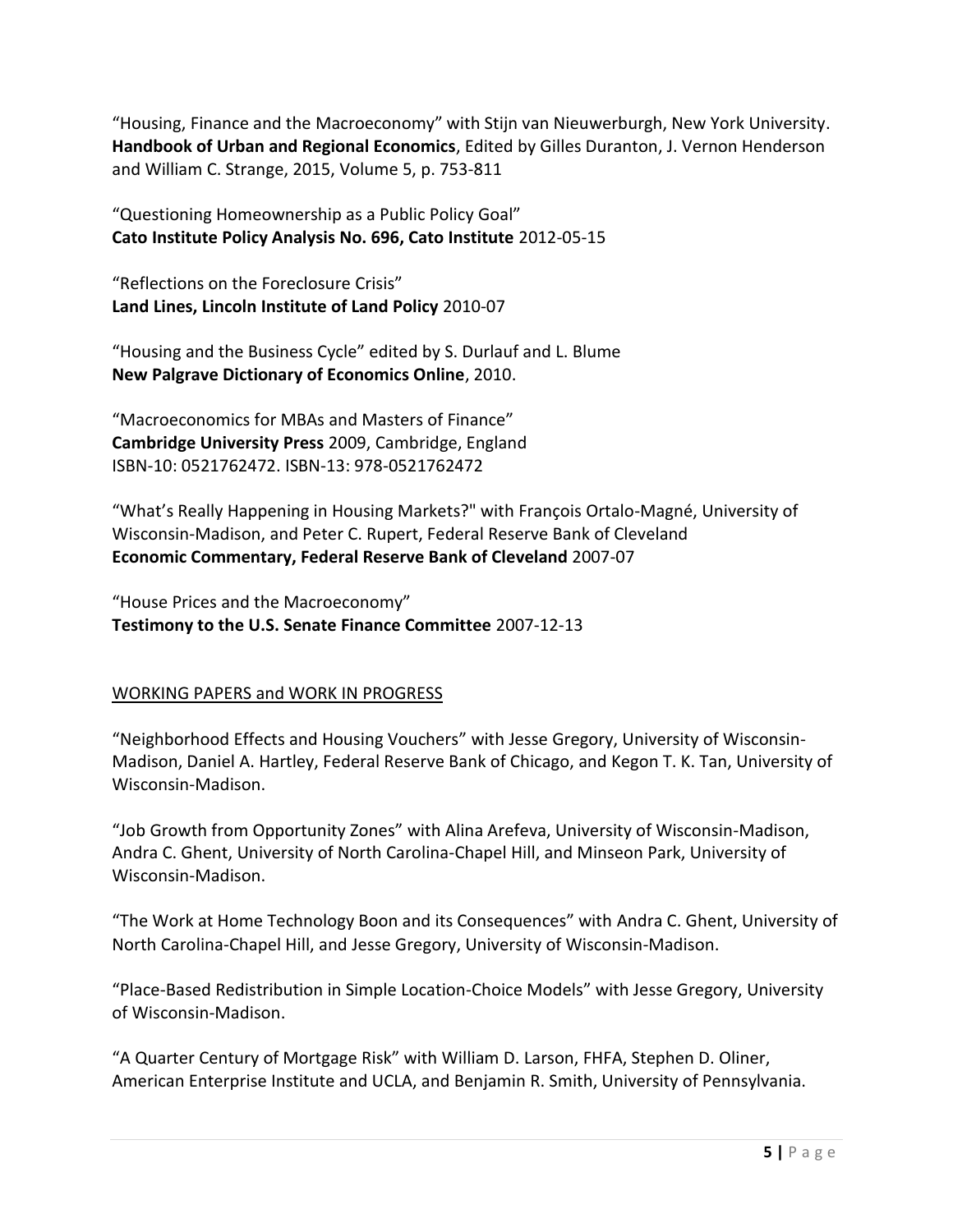"Housing, Finance and the Macroeconomy" with Stijn van Nieuwerburgh, New York University.
**Handbook of Urban and Regional Economics**, Edited by Gilles Duranton, J. Vernon Henderson and William C. Strange, 2015, Volume 5, p. 753-811

"Questioning Homeownership as a Public Policy Goal"
**Cato Institute Policy Analysis No. 696, Cato Institute** 2012-05-15

"Reflections on the Foreclosure Crisis"
**Land Lines, Lincoln Institute of Land Policy** 2010-07

"Housing and the Business Cycle" edited by S. Durlauf and L. Blume
**New Palgrave Dictionary of Economics Online**, 2010.

"Macroeconomics for MBAs and Masters of Finance"
**Cambridge University Press** 2009, Cambridge, England
ISBN-10: 0521762472. ISBN-13: 978-0521762472

"What's Really Happening in Housing Markets?" with François Ortalo-Magné, University of Wisconsin-Madison, and Peter C. Rupert, Federal Reserve Bank of Cleveland
**Economic Commentary, Federal Reserve Bank of Cleveland** 2007-07

"House Prices and the Macroeconomy"
**Testimony to the U.S. Senate Finance Committee** 2007-12-13

## WORKING PAPERS and WORK IN PROGRESS

"Neighborhood Effects and Housing Vouchers" with Jesse Gregory, University of Wisconsin-Madison, Daniel A. Hartley, Federal Reserve Bank of Chicago, and Kegon T. K. Tan, University of Wisconsin-Madison.

"Job Growth from Opportunity Zones" with Alina Arefeva, University of Wisconsin-Madison, Andra C. Ghent, University of North Carolina-Chapel Hill, and Minseon Park, University of Wisconsin-Madison.

"The Work at Home Technology Boon and its Consequences" with Andra C. Ghent, University of North Carolina-Chapel Hill, and Jesse Gregory, University of Wisconsin-Madison.

"Place-Based Redistribution in Simple Location-Choice Models" with Jesse Gregory, University of Wisconsin-Madison.

"A Quarter Century of Mortgage Risk" with William D. Larson, FHFA, Stephen D. Oliner, American Enterprise Institute and UCLA, and Benjamin R. Smith, University of Pennsylvania.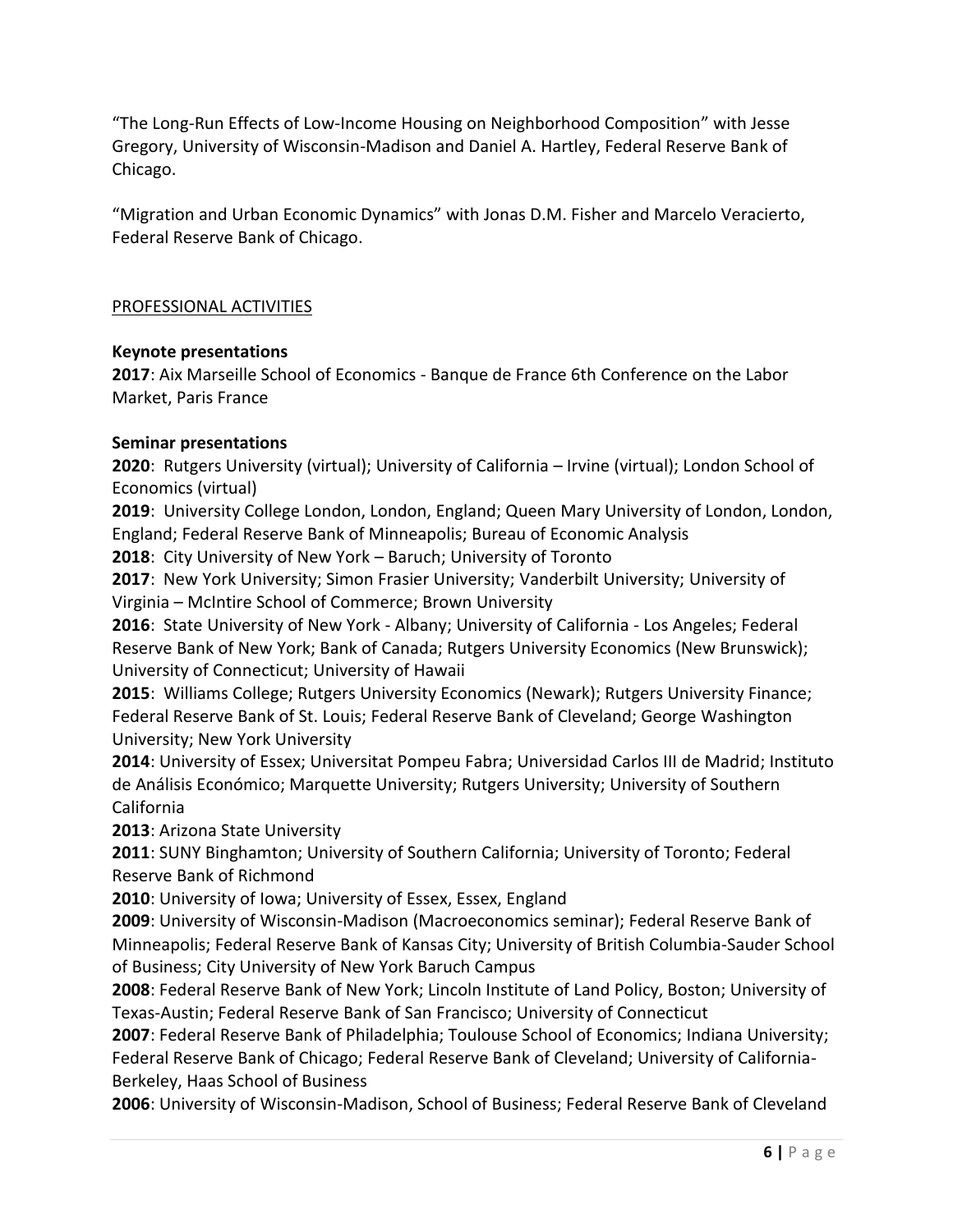"The Long-Run Effects of Low-Income Housing on Neighborhood Composition" with Jesse Gregory, University of Wisconsin-Madison and Daniel A. Hartley, Federal Reserve Bank of Chicago.

"Migration and Urban Economic Dynamics" with Jonas D.M. Fisher and Marcelo Veracierto, Federal Reserve Bank of Chicago.

<u>PROFESSIONAL ACTIVITIES</u>

**Keynote presentations**
**2017**: Aix Marseille School of Economics - Banque de France 6th Conference on the Labor Market, Paris France

**Seminar presentations**
**2020**: Rutgers University (virtual); University of California – Irvine (virtual); London School of Economics (virtual)
**2019**: University College London, London, England; Queen Mary University of London, London, England; Federal Reserve Bank of Minneapolis; Bureau of Economic Analysis
**2018**: City University of New York – Baruch; University of Toronto
**2017**: New York University; Simon Frasier University; Vanderbilt University; University of Virginia – McIntire School of Commerce; Brown University
**2016**: State University of New York - Albany; University of California - Los Angeles; Federal Reserve Bank of New York; Bank of Canada; Rutgers University Economics (New Brunswick); University of Connecticut; University of Hawaii
**2015**: Williams College; Rutgers University Economics (Newark); Rutgers University Finance; Federal Reserve Bank of St. Louis; Federal Reserve Bank of Cleveland; George Washington University; New York University
**2014**: University of Essex; Universitat Pompeu Fabra; Universidad Carlos III de Madrid; Instituto de Análisis Económico; Marquette University; Rutgers University; University of Southern California
**2013**: Arizona State University
**2011**: SUNY Binghamton; University of Southern California; University of Toronto; Federal Reserve Bank of Richmond
**2010**: University of Iowa; University of Essex, Essex, England
**2009**: University of Wisconsin-Madison (Macroeconomics seminar); Federal Reserve Bank of Minneapolis; Federal Reserve Bank of Kansas City; University of British Columbia-Sauder School of Business; City University of New York Baruch Campus
**2008**: Federal Reserve Bank of New York; Lincoln Institute of Land Policy, Boston; University of Texas-Austin; Federal Reserve Bank of San Francisco; University of Connecticut
**2007**: Federal Reserve Bank of Philadelphia; Toulouse School of Economics; Indiana University; Federal Reserve Bank of Chicago; Federal Reserve Bank of Cleveland; University of California-Berkeley, Haas School of Business
**2006**: University of Wisconsin-Madison, School of Business; Federal Reserve Bank of Cleveland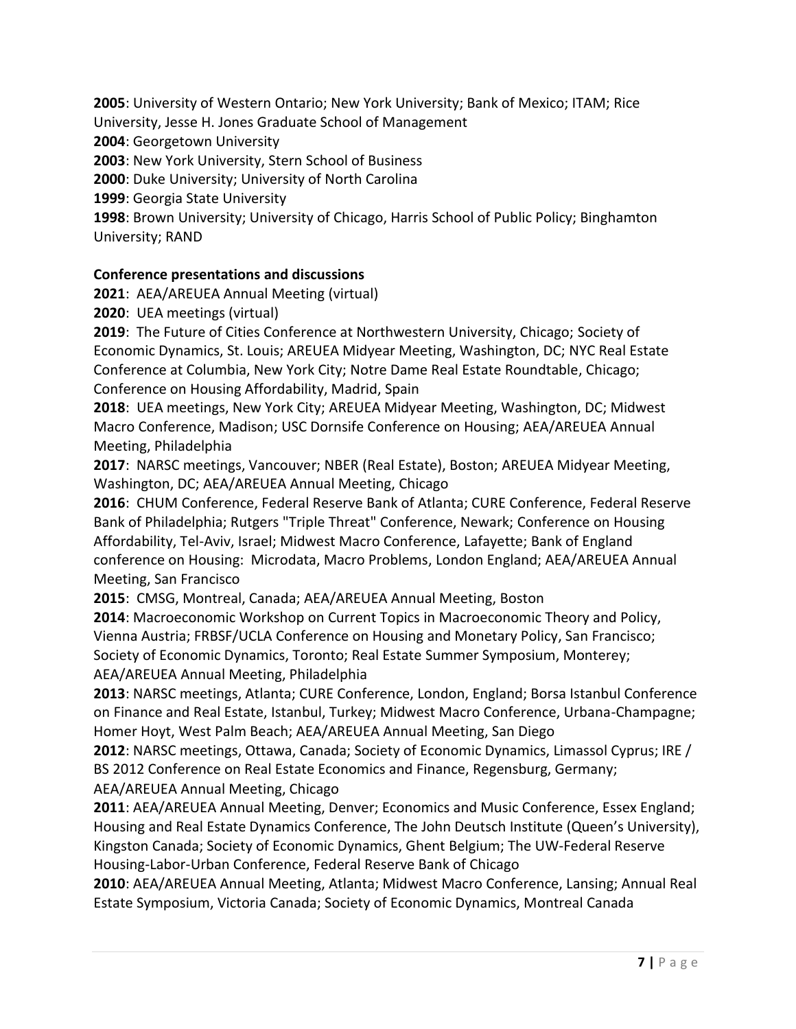**2005**: University of Western Ontario; New York University; Bank of Mexico; ITAM; Rice University, Jesse H. Jones Graduate School of Management
**2004**: Georgetown University
**2003**: New York University, Stern School of Business
**2000**: Duke University; University of North Carolina
**1999**: Georgia State University
**1998**: Brown University; University of Chicago, Harris School of Public Policy; Binghamton University; RAND

**Conference presentations and discussions**

**2021**: AEA/AREUEA Annual Meeting (virtual)
**2020**: UEA meetings (virtual)
**2019**: The Future of Cities Conference at Northwestern University, Chicago; Society of Economic Dynamics, St. Louis; AREUEA Midyear Meeting, Washington, DC; NYC Real Estate Conference at Columbia, New York City; Notre Dame Real Estate Roundtable, Chicago; Conference on Housing Affordability, Madrid, Spain
**2018**: UEA meetings, New York City; AREUEA Midyear Meeting, Washington, DC; Midwest Macro Conference, Madison; USC Dornsife Conference on Housing; AEA/AREUEA Annual Meeting, Philadelphia
**2017**: NARSC meetings, Vancouver; NBER (Real Estate), Boston; AREUEA Midyear Meeting, Washington, DC; AEA/AREUEA Annual Meeting, Chicago
**2016**: CHUM Conference, Federal Reserve Bank of Atlanta; CURE Conference, Federal Reserve Bank of Philadelphia; Rutgers "Triple Threat" Conference, Newark; Conference on Housing Affordability, Tel-Aviv, Israel; Midwest Macro Conference, Lafayette; Bank of England conference on Housing: Microdata, Macro Problems, London England; AEA/AREUEA Annual Meeting, San Francisco
**2015**: CMSG, Montreal, Canada; AEA/AREUEA Annual Meeting, Boston
**2014**: Macroeconomic Workshop on Current Topics in Macroeconomic Theory and Policy, Vienna Austria; FRBSF/UCLA Conference on Housing and Monetary Policy, San Francisco; Society of Economic Dynamics, Toronto; Real Estate Summer Symposium, Monterey; AEA/AREUEA Annual Meeting, Philadelphia
**2013**: NARSC meetings, Atlanta; CURE Conference, London, England; Borsa Istanbul Conference on Finance and Real Estate, Istanbul, Turkey; Midwest Macro Conference, Urbana-Champagne; Homer Hoyt, West Palm Beach; AEA/AREUEA Annual Meeting, San Diego
**2012**: NARSC meetings, Ottawa, Canada; Society of Economic Dynamics, Limassol Cyprus; IRE / BS 2012 Conference on Real Estate Economics and Finance, Regensburg, Germany; AEA/AREUEA Annual Meeting, Chicago
**2011**: AEA/AREUEA Annual Meeting, Denver; Economics and Music Conference, Essex England; Housing and Real Estate Dynamics Conference, The John Deutsch Institute (Queen's University), Kingston Canada; Society of Economic Dynamics, Ghent Belgium; The UW-Federal Reserve Housing-Labor-Urban Conference, Federal Reserve Bank of Chicago
**2010**: AEA/AREUEA Annual Meeting, Atlanta; Midwest Macro Conference, Lansing; Annual Real Estate Symposium, Victoria Canada; Society of Economic Dynamics, Montreal Canada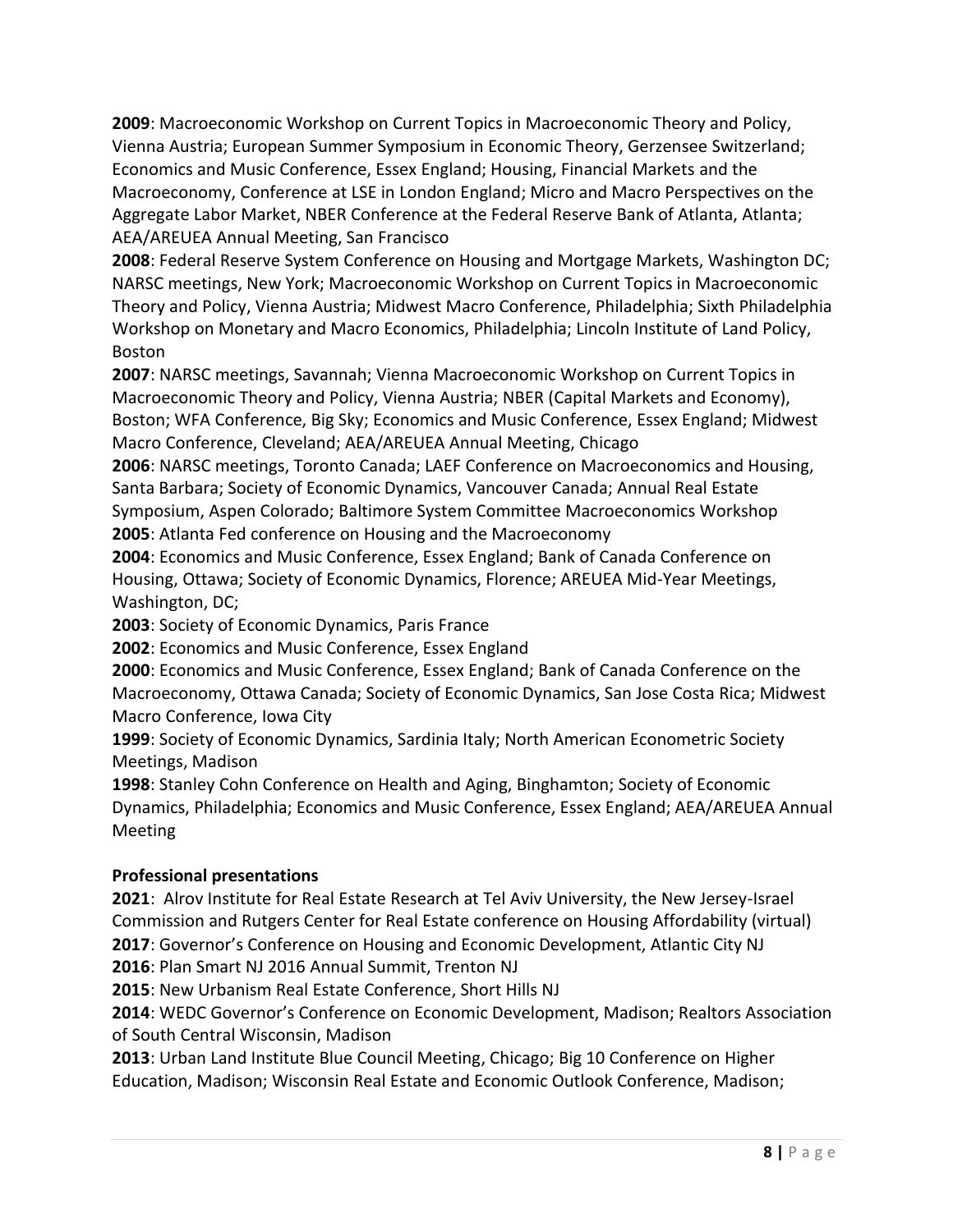**2009**: Macroeconomic Workshop on Current Topics in Macroeconomic Theory and Policy, Vienna Austria; European Summer Symposium in Economic Theory, Gerzensee Switzerland; Economics and Music Conference, Essex England; Housing, Financial Markets and the Macroeconomy, Conference at LSE in London England; Micro and Macro Perspectives on the Aggregate Labor Market, NBER Conference at the Federal Reserve Bank of Atlanta, Atlanta; AEA/AREUEA Annual Meeting, San Francisco

**2008**: Federal Reserve System Conference on Housing and Mortgage Markets, Washington DC; NARSC meetings, New York; Macroeconomic Workshop on Current Topics in Macroeconomic Theory and Policy, Vienna Austria; Midwest Macro Conference, Philadelphia; Sixth Philadelphia Workshop on Monetary and Macro Economics, Philadelphia; Lincoln Institute of Land Policy, Boston

**2007**: NARSC meetings, Savannah; Vienna Macroeconomic Workshop on Current Topics in Macroeconomic Theory and Policy, Vienna Austria; NBER (Capital Markets and Economy), Boston; WFA Conference, Big Sky; Economics and Music Conference, Essex England; Midwest Macro Conference, Cleveland; AEA/AREUEA Annual Meeting, Chicago

**2006**: NARSC meetings, Toronto Canada; LAEF Conference on Macroeconomics and Housing, Santa Barbara; Society of Economic Dynamics, Vancouver Canada; Annual Real Estate Symposium, Aspen Colorado; Baltimore System Committee Macroeconomics Workshop

**2005**: Atlanta Fed conference on Housing and the Macroeconomy

**2004**: Economics and Music Conference, Essex England; Bank of Canada Conference on Housing, Ottawa; Society of Economic Dynamics, Florence; AREUEA Mid-Year Meetings, Washington, DC;

**2003**: Society of Economic Dynamics, Paris France

**2002**: Economics and Music Conference, Essex England

**2000**: Economics and Music Conference, Essex England; Bank of Canada Conference on the Macroeconomy, Ottawa Canada; Society of Economic Dynamics, San Jose Costa Rica; Midwest Macro Conference, Iowa City

**1999**: Society of Economic Dynamics, Sardinia Italy; North American Econometric Society Meetings, Madison

**1998**: Stanley Cohn Conference on Health and Aging, Binghamton; Society of Economic Dynamics, Philadelphia; Economics and Music Conference, Essex England; AEA/AREUEA Annual Meeting

**Professional presentations**

**2021**: Alrov Institute for Real Estate Research at Tel Aviv University, the New Jersey-Israel Commission and Rutgers Center for Real Estate conference on Housing Affordability (virtual)

**2017**: Governor's Conference on Housing and Economic Development, Atlantic City NJ

**2016**: Plan Smart NJ 2016 Annual Summit, Trenton NJ

**2015**: New Urbanism Real Estate Conference, Short Hills NJ

**2014**: WEDC Governor's Conference on Economic Development, Madison; Realtors Association of South Central Wisconsin, Madison

**2013**: Urban Land Institute Blue Council Meeting, Chicago; Big 10 Conference on Higher Education, Madison; Wisconsin Real Estate and Economic Outlook Conference, Madison;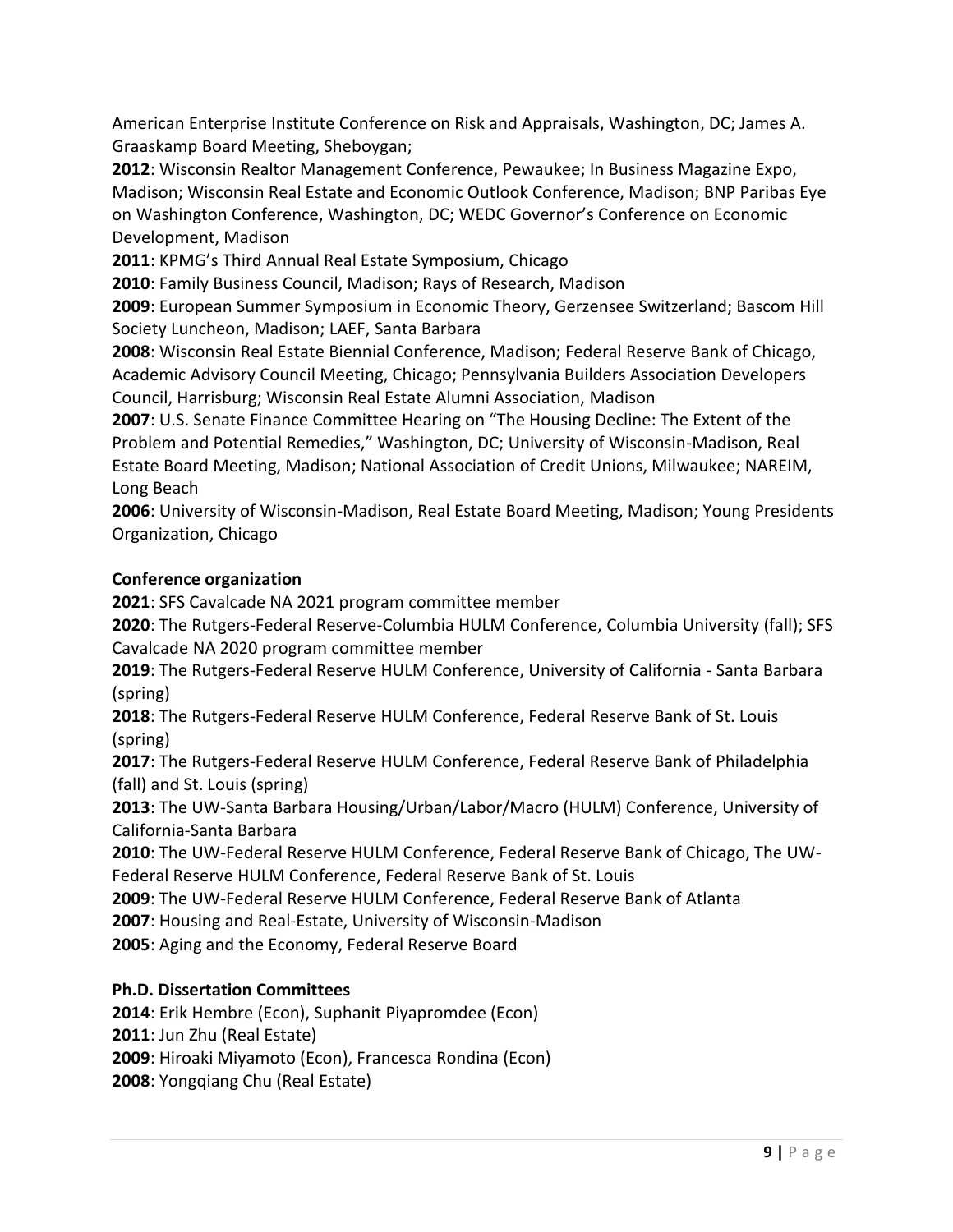American Enterprise Institute Conference on Risk and Appraisals, Washington, DC; James A. Graaskamp Board Meeting, Sheboygan;

**2012**: Wisconsin Realtor Management Conference, Pewaukee; In Business Magazine Expo, Madison; Wisconsin Real Estate and Economic Outlook Conference, Madison; BNP Paribas Eye on Washington Conference, Washington, DC; WEDC Governor's Conference on Economic Development, Madison

**2011**: KPMG's Third Annual Real Estate Symposium, Chicago

**2010**: Family Business Council, Madison; Rays of Research, Madison

**2009**: European Summer Symposium in Economic Theory, Gerzensee Switzerland; Bascom Hill Society Luncheon, Madison; LAEF, Santa Barbara

**2008**: Wisconsin Real Estate Biennial Conference, Madison; Federal Reserve Bank of Chicago, Academic Advisory Council Meeting, Chicago; Pennsylvania Builders Association Developers Council, Harrisburg; Wisconsin Real Estate Alumni Association, Madison

**2007**: U.S. Senate Finance Committee Hearing on "The Housing Decline: The Extent of the Problem and Potential Remedies," Washington, DC; University of Wisconsin-Madison, Real Estate Board Meeting, Madison; National Association of Credit Unions, Milwaukee; NAREIM, Long Beach

**2006**: University of Wisconsin-Madison, Real Estate Board Meeting, Madison; Young Presidents Organization, Chicago

**Conference organization**

**2021**: SFS Cavalcade NA 2021 program committee member

**2020**: The Rutgers-Federal Reserve-Columbia HULM Conference, Columbia University (fall); SFS Cavalcade NA 2020 program committee member

**2019**: The Rutgers-Federal Reserve HULM Conference, University of California - Santa Barbara (spring)

**2018**: The Rutgers-Federal Reserve HULM Conference, Federal Reserve Bank of St. Louis (spring)

**2017**: The Rutgers-Federal Reserve HULM Conference, Federal Reserve Bank of Philadelphia (fall) and St. Louis (spring)

**2013**: The UW-Santa Barbara Housing/Urban/Labor/Macro (HULM) Conference, University of California-Santa Barbara

**2010**: The UW-Federal Reserve HULM Conference, Federal Reserve Bank of Chicago, The UW-Federal Reserve HULM Conference, Federal Reserve Bank of St. Louis

**2009**: The UW-Federal Reserve HULM Conference, Federal Reserve Bank of Atlanta

**2007**: Housing and Real-Estate, University of Wisconsin-Madison

**2005**: Aging and the Economy, Federal Reserve Board

**Ph.D. Dissertation Committees**

**2014**: Erik Hembre (Econ), Suphanit Piyapromdee (Econ)

**2011**: Jun Zhu (Real Estate)

**2009**: Hiroaki Miyamoto (Econ), Francesca Rondina (Econ)

**2008**: Yongqiang Chu (Real Estate)